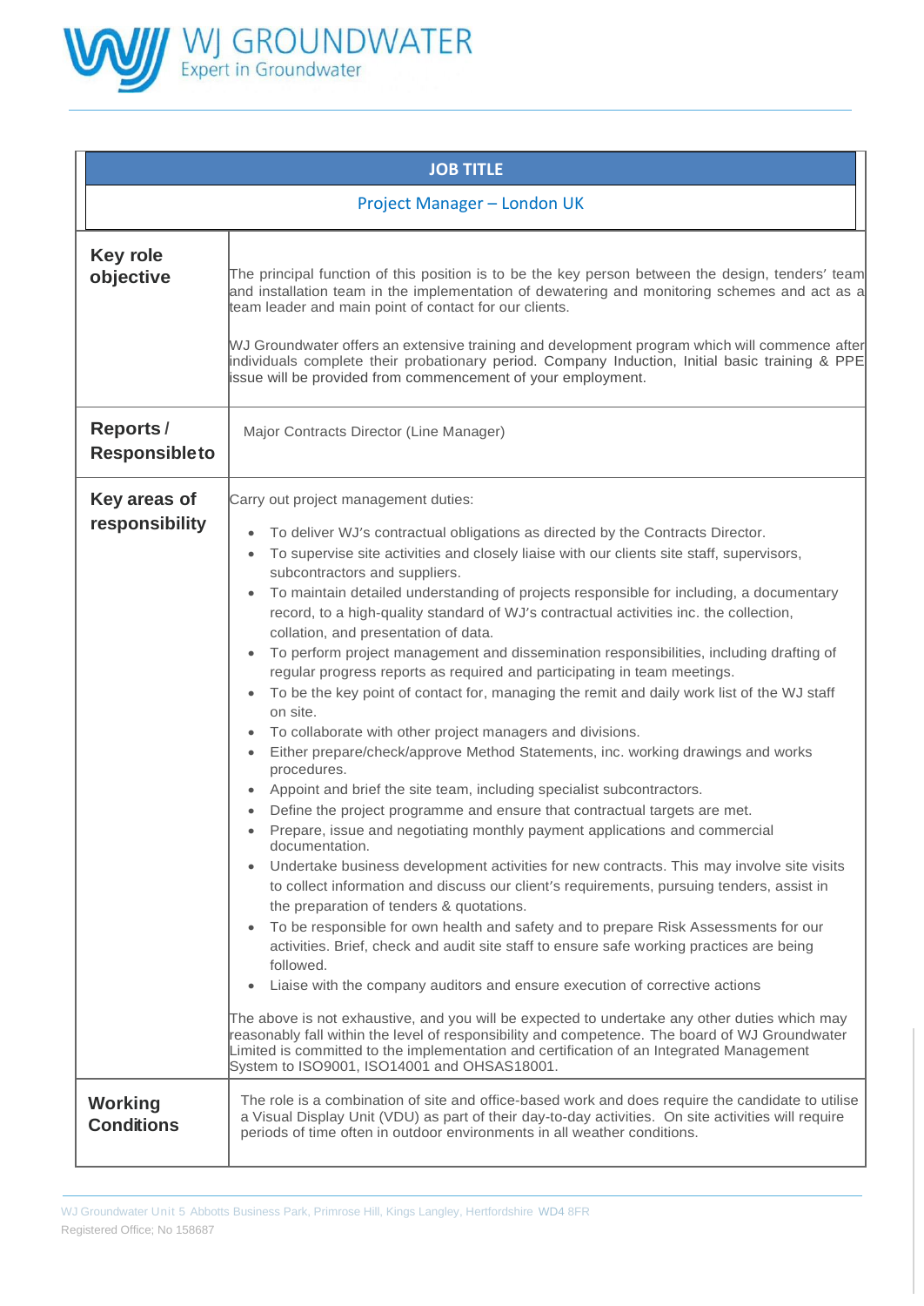WJ GROUNDWATER
Expert in Groundwater

| JOB TITLE | |
|---|---|
| Project Manager – London UK | |
| **Key role objective** | The principal function of this position is to be the key person between the design, tenders' team and installation team in the implementation of dewatering and monitoring schemes and act as a team leader and main point of contact for our clients.<br><br>WJ Groundwater offers an extensive training and development program which will commence after individuals complete their probationary period. Company Induction, Initial basic training & PPE issue will be provided from commencement of your employment. |
| **Reports / Responsible to** | Major Contracts Director (Line Manager) |
| **Key areas of responsibility** | Carry out project management duties:<br>• To deliver WJ's contractual obligations as directed by the Contracts Director.<br>• To supervise site activities and closely liaise with our clients site staff, supervisors, subcontractors and suppliers.<br>• To maintain detailed understanding of projects responsible for including, a documentary record, to a high-quality standard of WJ's contractual activities inc. the collection, collation, and presentation of data.<br>• To perform project management and dissemination responsibilities, including drafting of regular progress reports as required and participating in team meetings.<br>• To be the key point of contact for, managing the remit and daily work list of the WJ staff on site.<br>• To collaborate with other project managers and divisions.<br>• Either prepare/check/approve Method Statements, inc. working drawings and works procedures.<br>• Appoint and brief the site team, including specialist subcontractors.<br>• Define the project programme and ensure that contractual targets are met.<br>• Prepare, issue and negotiating monthly payment applications and commercial documentation.<br>• Undertake business development activities for new contracts. This may involve site visits to collect information and discuss our client's requirements, pursuing tenders, assist in the preparation of tenders & quotations.<br>• To be responsible for own health and safety and to prepare Risk Assessments for our activities. Brief, check and audit site staff to ensure safe working practices are being followed.<br>• Liaise with the company auditors and ensure execution of corrective actions<br><br>The above is not exhaustive, and you will be expected to undertake any other duties which may reasonably fall within the level of responsibility and competence. The board of WJ Groundwater Limited is committed to the implementation and certification of an Integrated Management System to ISO9001, ISO14001 and OHSAS18001. |
| **Working Conditions** | The role is a combination of site and office-based work and does require the candidate to utilise a Visual Display Unit (VDU) as part of their day-to-day activities. On site activities will require periods of time often in outdoor environments in all weather conditions. |

WJ Groundwater Unit 5 Abbotts Business Park, Primrose Hill, Kings Langley, Hertfordshire WD4 8FR
Registered Office; No 158687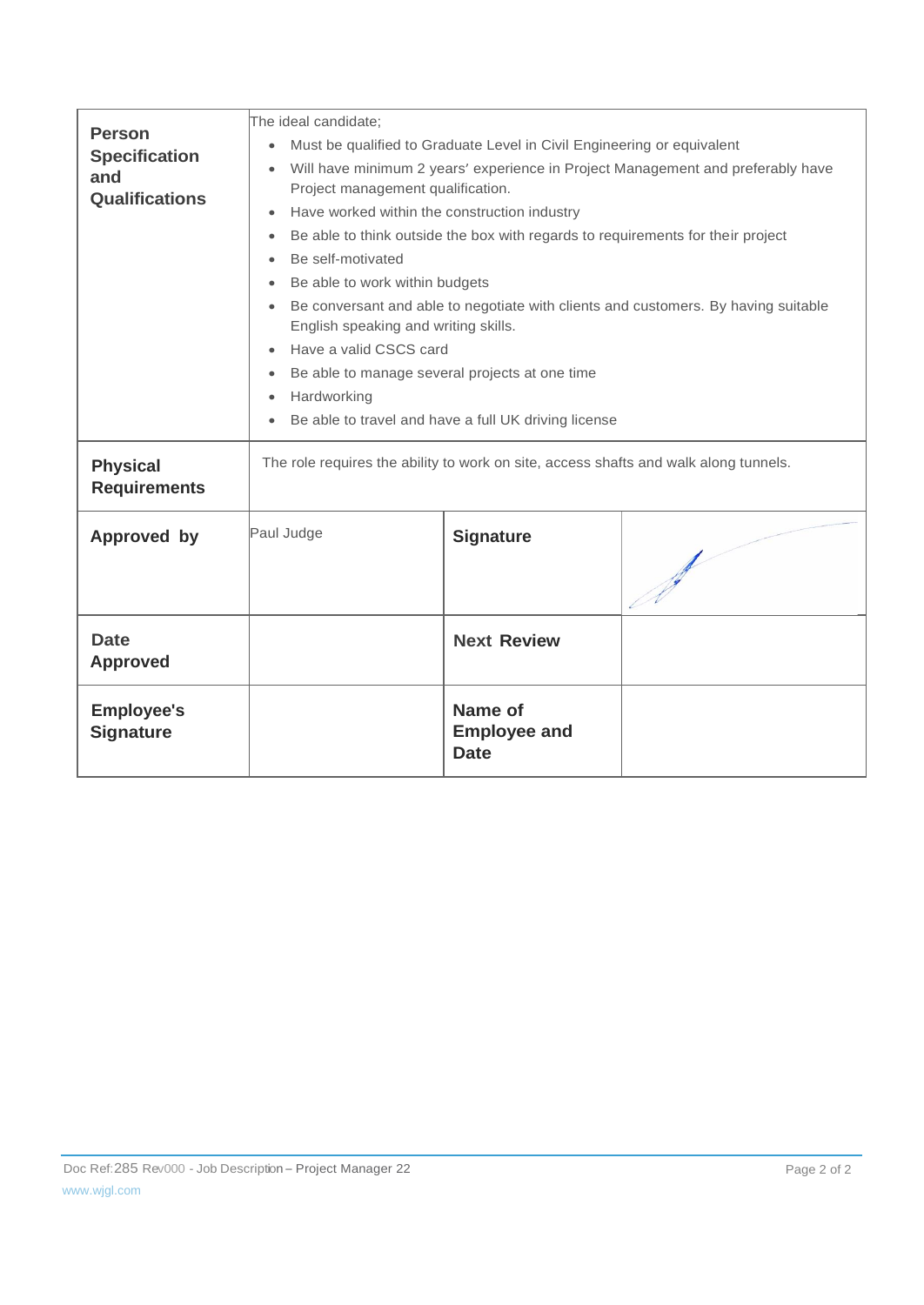| | | | |
|---|---|---|---|
| **Person Specification and Qualifications** | The ideal candidate;<br>• Must be qualified to Graduate Level in Civil Engineering or equivalent<br>• Will have minimum 2 years' experience in Project Management and preferably have Project management qualification.<br>• Have worked within the construction industry<br>• Be able to think outside the box with regards to requirements for their project<br>• Be self-motivated<br>• Be able to work within budgets<br>• Be conversant and able to negotiate with clients and customers. By having suitable English speaking and writing skills.<br>• Have a valid CSCS card<br>• Be able to manage several projects at one time<br>• Hardworking<br>• Be able to travel and have a full UK driving license | | |
| **Physical Requirements** | The role requires the ability to work on site, access shafts and walk along tunnels. | | |
| **Approved by** | Paul Judge | **Signature** | |
| **Date Approved** | | **Next Review** | |
| **Employee's Signature** | | **Name of Employee and Date** | |

Doc Ref: 285 Rev000 - Job Description – Project Manager 22

www.wjgl.com